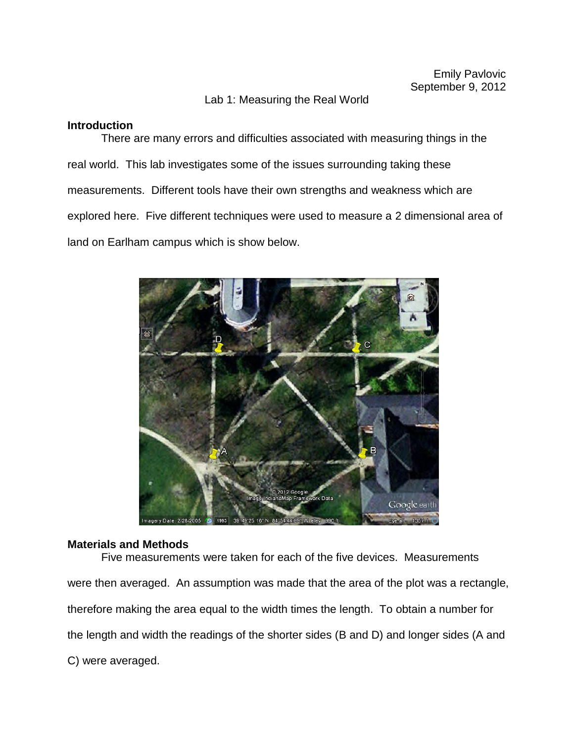Emily Pavlovic
September 9, 2012

# Lab 1: Measuring the Real World

## Introduction

There are many errors and difficulties associated with measuring things in the real world. This lab investigates some of the issues surrounding taking these measurements. Different tools have their own strengths and weakness which are explored here. Five different techniques were used to measure a 2 dimensional area of land on Earlham campus which is show below.

## Materials and Methods

Five measurements were taken for each of the five devices. Measurements were then averaged. An assumption was made that the area of the plot was a rectangle, therefore making the area equal to the width times the length. To obtain a number for the length and width the readings of the shorter sides (B and D) and longer sides (A and C) were averaged.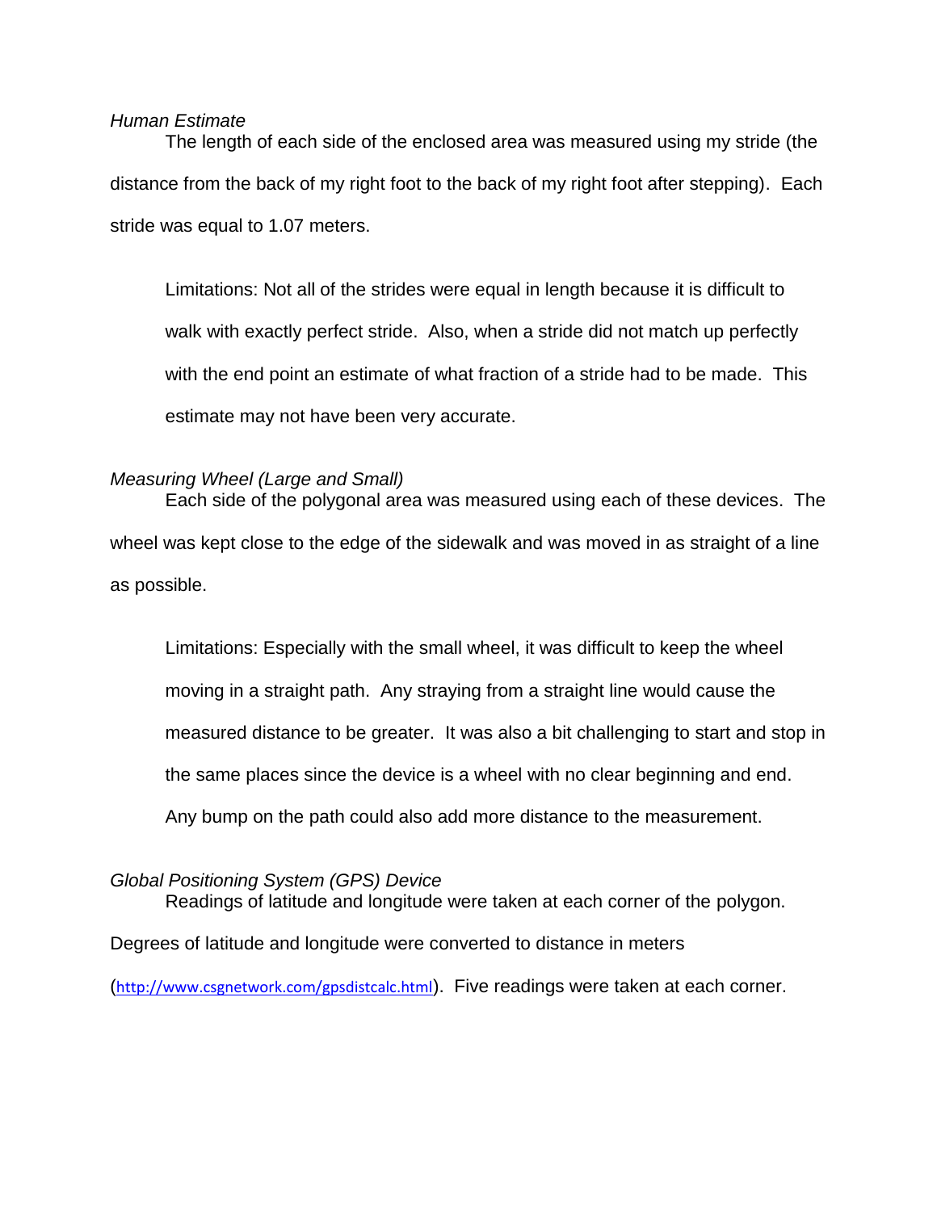*Human Estimate*

The length of each side of the enclosed area was measured using my stride (the distance from the back of my right foot to the back of my right foot after stepping). Each stride was equal to 1.07 meters.

> Limitations: Not all of the strides were equal in length because it is difficult to walk with exactly perfect stride. Also, when a stride did not match up perfectly with the end point an estimate of what fraction of a stride had to be made. This estimate may not have been very accurate.

*Measuring Wheel (Large and Small)*

Each side of the polygonal area was measured using each of these devices. The wheel was kept close to the edge of the sidewalk and was moved in as straight of a line as possible.

> Limitations: Especially with the small wheel, it was difficult to keep the wheel moving in a straight path. Any straying from a straight line would cause the measured distance to be greater. It was also a bit challenging to start and stop in the same places since the device is a wheel with no clear beginning and end. Any bump on the path could also add more distance to the measurement.

*Global Positioning System (GPS) Device*

Readings of latitude and longitude were taken at each corner of the polygon. Degrees of latitude and longitude were converted to distance in meters (http://www.csgnetwork.com/gpsdistcalc.html). Five readings were taken at each corner.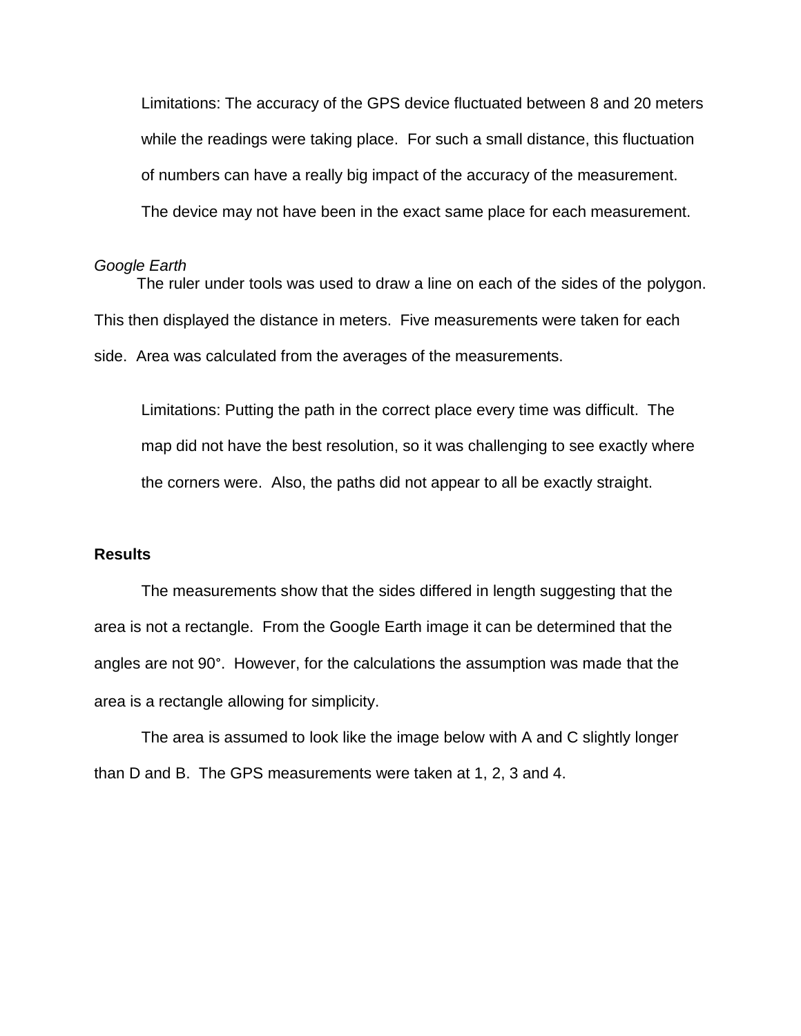Limitations: The accuracy of the GPS device fluctuated between 8 and 20 meters while the readings were taking place. For such a small distance, this fluctuation of numbers can have a really big impact of the accuracy of the measurement. The device may not have been in the exact same place for each measurement.

*Google Earth*

The ruler under tools was used to draw a line on each of the sides of the polygon. This then displayed the distance in meters. Five measurements were taken for each side. Area was calculated from the averages of the measurements.

Limitations: Putting the path in the correct place every time was difficult. The map did not have the best resolution, so it was challenging to see exactly where the corners were. Also, the paths did not appear to all be exactly straight.

**Results**

The measurements show that the sides differed in length suggesting that the area is not a rectangle. From the Google Earth image it can be determined that the angles are not 90°. However, for the calculations the assumption was made that the area is a rectangle allowing for simplicity.

The area is assumed to look like the image below with A and C slightly longer than D and B. The GPS measurements were taken at 1, 2, 3 and 4.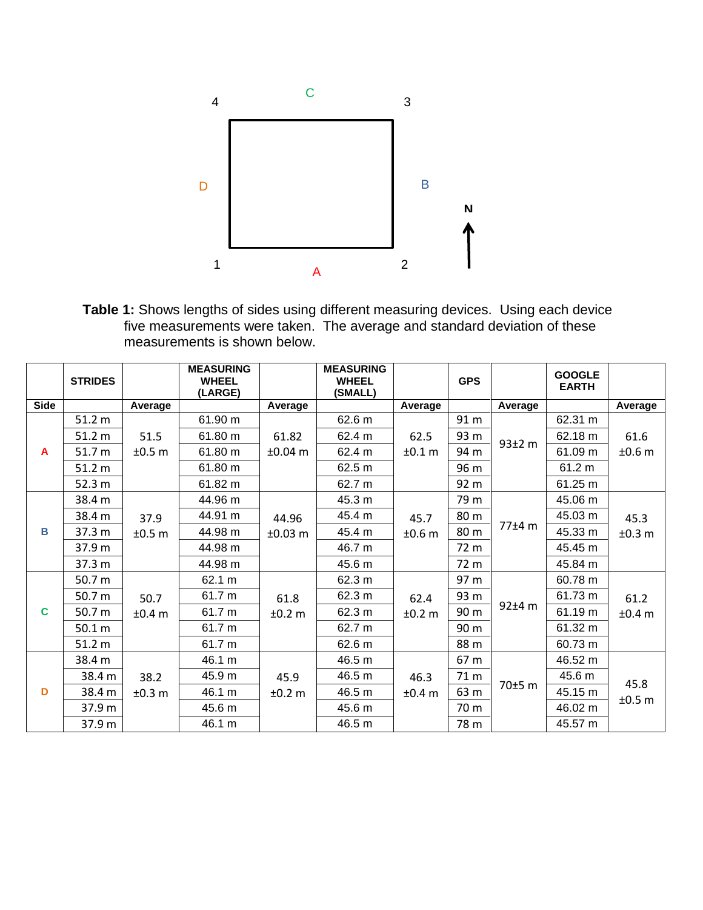**Table 1:** Shows lengths of sides using different measuring devices. Using each device five measurements were taken. The average and standard deviation of these measurements is shown below.

| Side | STRIDES | Average | MEASURING WHEEL (LARGE) | Average | MEASURING WHEEL (SMALL) | Average | GPS | Average | GOOGLE EARTH | Average |
|---|---|---|---|---|---|---|---|---|---|---|
| A | 51.2 m | 51.5 ±0.5 m | 61.90 m | 61.82 ±0.04 m | 62.6 m | 62.5 ±0.1 m | 91 m | 93±2 m | 62.31 m | 61.6 ±0.6 m |
| | 51.2 m | | 61.80 m | | 62.4 m | | 93 m | | 62.18 m | |
| | 51.7 m | | 61.80 m | | 62.4 m | | 94 m | | 61.09 m | |
| | 51.2 m | | 61.80 m | | 62.5 m | | 96 m | | 61.2 m | |
| | 52.3 m | | 61.82 m | | 62.7 m | | 92 m | | 61.25 m | |
| B | 38.4 m | 37.9 ±0.5 m | 44.96 m | 44.96 ±0.03 m | 45.3 m | 45.7 ±0.6 m | 79 m | 77±4 m | 45.06 m | 45.3 ±0.3 m |
| | 38.4 m | | 44.91 m | | 45.4 m | | 80 m | | 45.03 m | |
| | 37.3 m | | 44.98 m | | 45.4 m | | 80 m | | 45.33 m | |
| | 37.9 m | | 44.98 m | | 46.7 m | | 72 m | | 45.45 m | |
| | 37.3 m | | 44.98 m | | 45.6 m | | 72 m | | 45.84 m | |
| C | 50.7 m | 50.7 ±0.4 m | 62.1 m | 61.8 ±0.2 m | 62.3 m | 62.4 ±0.2 m | 97 m | 92±4 m | 60.78 m | 61.2 ±0.4 m |
| | 50.7 m | | 61.7 m | | 62.3 m | | 93 m | | 61.73 m | |
| | 50.7 m | | 61.7 m | | 62.3 m | | 90 m | | 61.19 m | |
| | 50.1 m | | 61.7 m | | 62.7 m | | 90 m | | 61.32 m | |
| | 51.2 m | | 61.7 m | | 62.6 m | | 88 m | | 60.73 m | |
| D | 38.4 m | 38.2 ±0.3 m | 46.1 m | 45.9 ±0.2 m | 46.5 m | 46.3 ±0.4 m | 67 m | 70±5 m | 46.52 m | 45.8 ±0.5 m |
| | 38.4 m | | 45.9 m | | 46.5 m | | 71 m | | 45.6 m | |
| | 38.4 m | | 46.1 m | | 46.5 m | | 63 m | | 45.15 m | |
| | 37.9 m | | 45.6 m | | 45.6 m | | 70 m | | 46.02 m | |
| | 37.9 m | | 46.1 m | | 46.5 m | | 78 m | | 45.57 m | |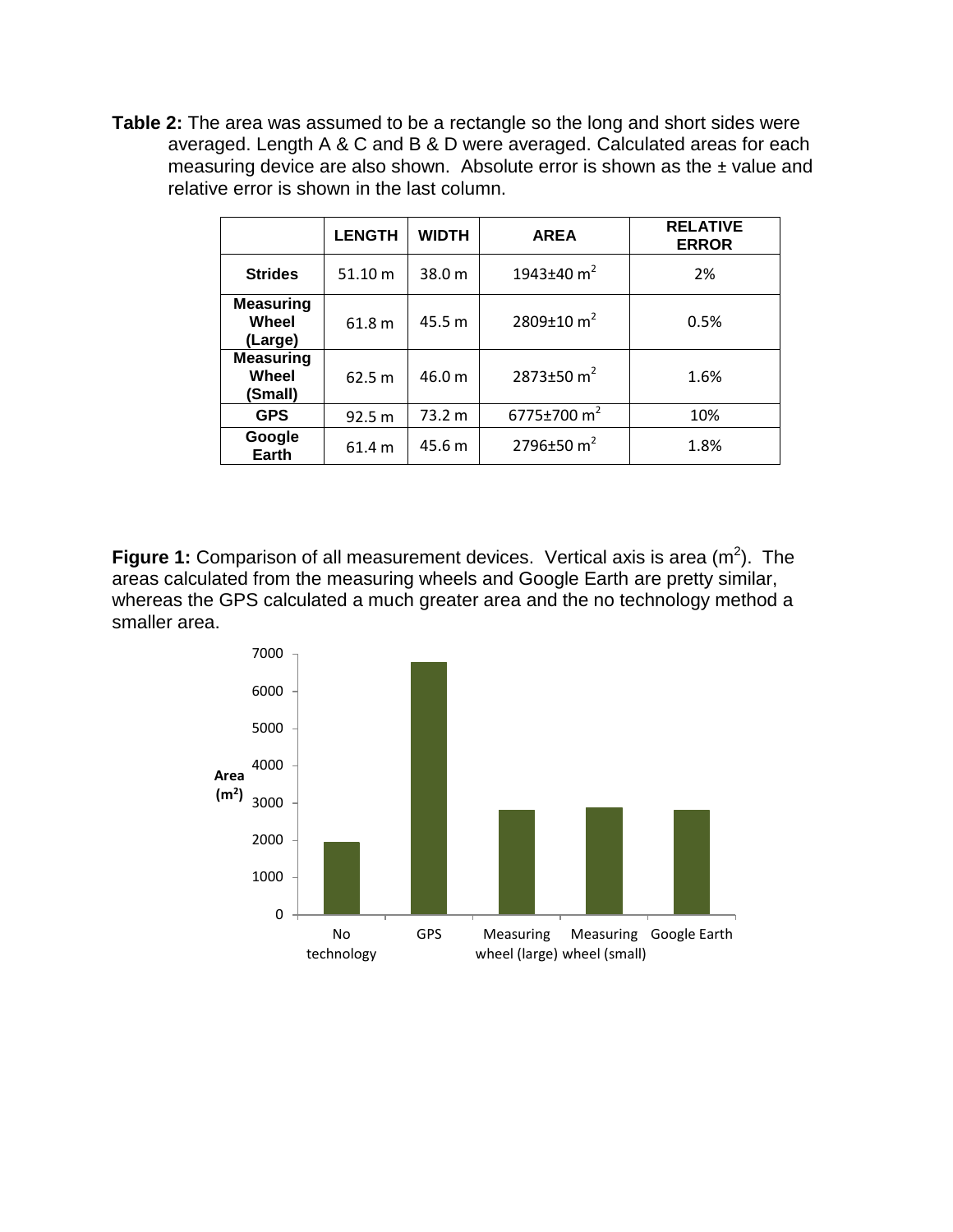**Table 2:** The area was assumed to be a rectangle so the long and short sides were averaged. Length A & C and B & D were averaged. Calculated areas for each measuring device are also shown. Absolute error is shown as the ± value and relative error is shown in the last column.

| | LENGTH | WIDTH | AREA | RELATIVE ERROR |
|---|---|---|---|---|
| **Strides** | 51.10 m | 38.0 m | 1943±40 $m^2$ | 2% |
| **Measuring Wheel (Large)** | 61.8 m | 45.5 m | 2809±10 $m^2$ | 0.5% |
| **Measuring Wheel (Small)** | 62.5 m | 46.0 m | 2873±50 $m^2$ | 1.6% |
| **GPS** | 92.5 m | 73.2 m | 6775±700 $m^2$ | 10% |
| **Google Earth** | 61.4 m | 45.6 m | 2796±50 $m^2$ | 1.8% |

**Figure 1:** Comparison of all measurement devices. Vertical axis is area ($m^2$). The areas calculated from the measuring wheels and Google Earth are pretty similar, whereas the GPS calculated a much greater area and the no technology method a smaller area.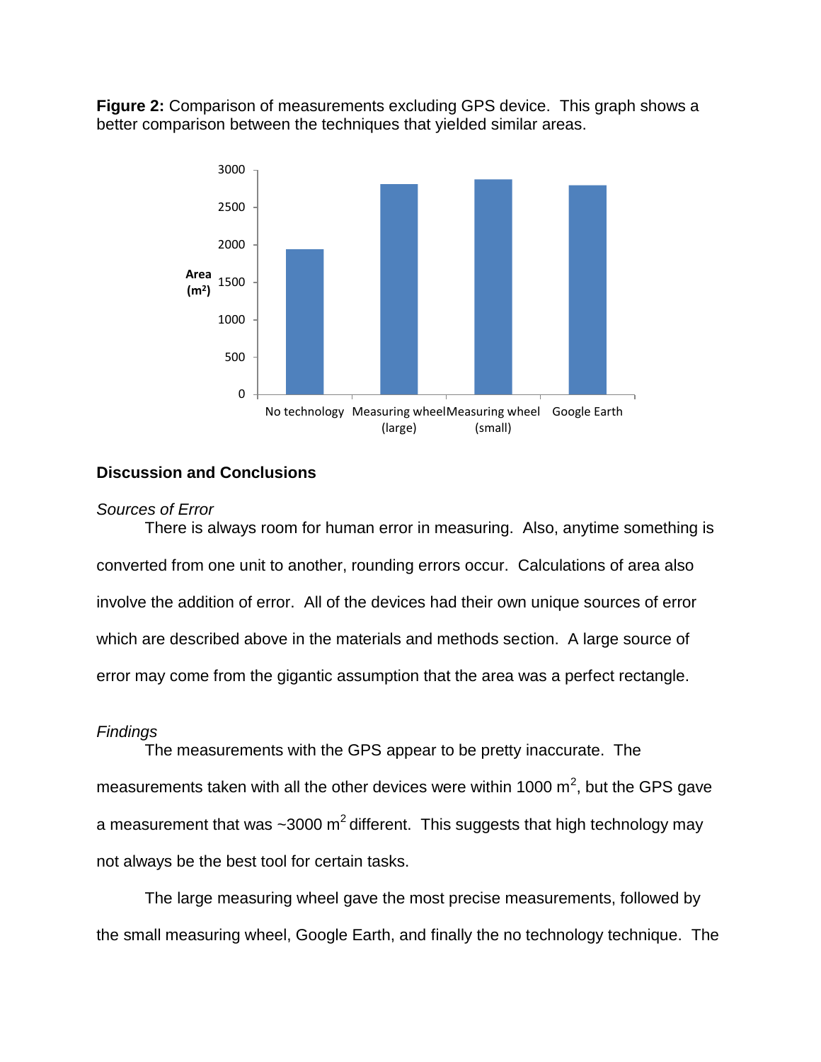**Figure 2:** Comparison of measurements excluding GPS device. This graph shows a better comparison between the techniques that yielded similar areas.

## Discussion and Conclusions

### *Sources of Error*

There is always room for human error in measuring. Also, anytime something is converted from one unit to another, rounding errors occur. Calculations of area also involve the addition of error. All of the devices had their own unique sources of error which are described above in the materials and methods section. A large source of error may come from the gigantic assumption that the area was a perfect rectangle.

### *Findings*

The measurements with the GPS appear to be pretty inaccurate. The measurements taken with all the other devices were within 1000 $m^2$, but the GPS gave a measurement that was ~3000 $m^2$ different. This suggests that high technology may not always be the best tool for certain tasks.

The large measuring wheel gave the most precise measurements, followed by the small measuring wheel, Google Earth, and finally the no technology technique. The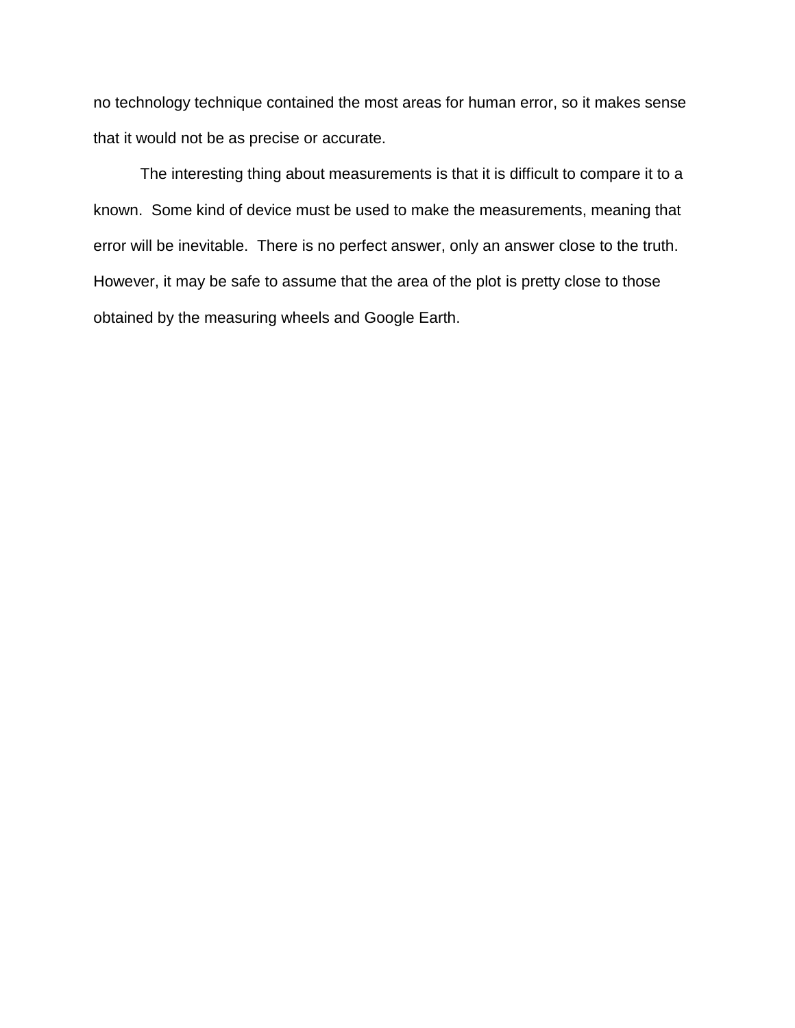no technology technique contained the most areas for human error, so it makes sense that it would not be as precise or accurate.

The interesting thing about measurements is that it is difficult to compare it to a known. Some kind of device must be used to make the measurements, meaning that error will be inevitable. There is no perfect answer, only an answer close to the truth. However, it may be safe to assume that the area of the plot is pretty close to those obtained by the measuring wheels and Google Earth.